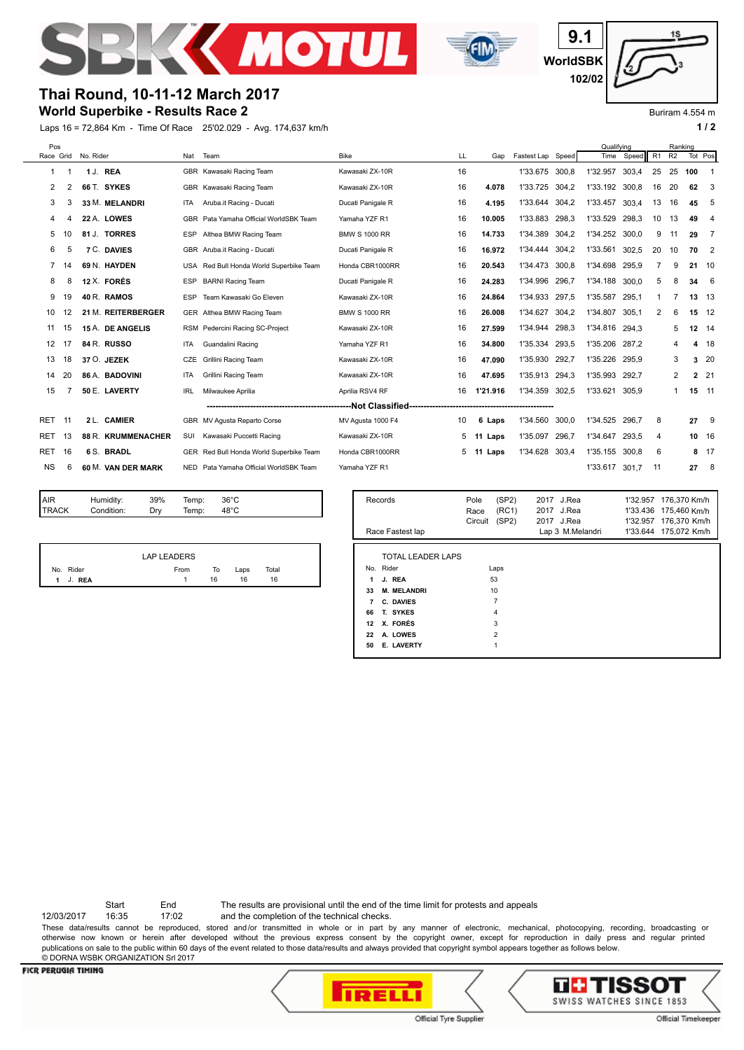# Thai Round, 10-11-12 March 2017

## World Superbike - Results Race 2

9.1 WorldSBK 102/02

Buriram 4.554 m

Laps 16 = 72,864 Km - Time Of Race 25'02.029 - Avg. 174,637 km/h

| Pos Race | Grid | No. Rider | Nat | Team | Bike | LL | Gap | Fastest Lap | Speed | Qualifying Time | Qualifying Speed | R1 | R2 | Tot | Pos |
|---|---|---|---|---|---|---|---|---|---|---|---|---|---|---|---|
| 1 | 1 | 1 J. **REA** | GBR | Kawasaki Racing Team | Kawasaki ZX-10R | 16 | | 1'33.675 | 300,8 | 1'32.957 | 303,4 | 25 | 25 | **100** | 1 |
| 2 | 2 | 66 T. **SYKES** | GBR | Kawasaki Racing Team | Kawasaki ZX-10R | 16 | **4.078** | 1'33.725 | 304,2 | 1'33.192 | 300,8 | 16 | 20 | **62** | 3 |
| 3 | 3 | 33 M. **MELANDRI** | ITA | Aruba.it Racing - Ducati | Ducati Panigale R | 16 | **4.195** | 1'33.644 | 304,2 | 1'33.457 | 303,4 | 13 | 16 | **45** | 5 |
| 4 | 4 | 22 A. **LOWES** | GBR | Pata Yamaha Official WorldSBK Team | Yamaha YZF R1 | 16 | **10.005** | 1'33.883 | 298,3 | 1'33.529 | 298,3 | 10 | 13 | **49** | 4 |
| 5 | 10 | 81 J. **TORRES** | ESP | Althea BMW Racing Team | BMW S 1000 RR | 16 | **14.733** | 1'34.389 | 304,2 | 1'34.252 | 300,0 | 9 | 11 | **29** | 7 |
| 6 | 5 | 7 C. **DAVIES** | GBR | Aruba.it Racing - Ducati | Ducati Panigale R | 16 | **16.972** | 1'34.444 | 304,2 | 1'33.561 | 302,5 | 20 | 10 | **70** | 2 |
| 7 | 14 | 69 N. **HAYDEN** | USA | Red Bull Honda World Superbike Team | Honda CBR1000RR | 16 | **20.543** | 1'34.473 | 300,8 | 1'34.698 | 295,9 | 7 | 9 | **21** | 10 |
| 8 | 8 | 12 X. **FORÉS** | ESP | BARNI Racing Team | Ducati Panigale R | 16 | **24.283** | 1'34.996 | 296,7 | 1'34.188 | 300,0 | 5 | 8 | **34** | 6 |
| 9 | 19 | 40 R. **RAMOS** | ESP | Team Kawasaki Go Eleven | Kawasaki ZX-10R | 16 | **24.864** | 1'34.933 | 297,5 | 1'35.587 | 295,1 | 1 | 7 | **13** | 13 |
| 10 | 12 | 21 M. **REITERBERGER** | GER | Althea BMW Racing Team | BMW S 1000 RR | 16 | **26.008** | 1'34.627 | 304,2 | 1'34.807 | 305,1 | 2 | 6 | **15** | 12 |
| 11 | 15 | 15 A. **DE ANGELIS** | RSM | Pedercini Racing SC-Project | Kawasaki ZX-10R | 16 | **27.599** | 1'34.944 | 298,3 | 1'34.816 | 294,3 | | 5 | **12** | 14 |
| 12 | 17 | 84 R. **RUSSO** | ITA | Guandalini Racing | Yamaha YZF R1 | 16 | **34.800** | 1'35.334 | 293,5 | 1'35.206 | 287,2 | | 4 | **4** | 18 |
| 13 | 18 | 37 O. **JEZEK** | CZE | Grillini Racing Team | Kawasaki ZX-10R | 16 | **47.090** | 1'35.930 | 292,7 | 1'35.226 | 295,9 | | 3 | **3** | 20 |
| 14 | 20 | 86 A. **BADOVINI** | ITA | Grillini Racing Team | Kawasaki ZX-10R | 16 | **47.695** | 1'35.913 | 294,3 | 1'35.993 | 292,7 | | 2 | **2** | 21 |
| 15 | 7 | 50 E. **LAVERTY** | IRL | Milwaukee Aprilia | Aprilia RSV4 RF | 16 | **1'21.916** | 1'34.359 | 302,5 | 1'33.621 | 305,9 | | 1 | **15** | 11 |
| | | | | | **Not Classified** | | | | | | | | | | |
| RET | 11 | 2 L. **CAMIER** | GBR | MV Agusta Reparto Corse | MV Agusta 1000 F4 | 10 | **6 Laps** | 1'34.560 | 300,0 | 1'34.525 | 296,7 | 8 | | **27** | 9 |
| RET | 13 | 88 R. **KRUMMENACHER** | SUI | Kawasaki Puccetti Racing | Kawasaki ZX-10R | 5 | **11 Laps** | 1'35.097 | 296,7 | 1'34.647 | 293,5 | 4 | | **10** | 16 |
| RET | 16 | 6 S. **BRADL** | GER | Red Bull Honda World Superbike Team | Honda CBR1000RR | 5 | **11 Laps** | 1'34.628 | 303,4 | 1'35.155 | 300,8 | 6 | | **8** | 17 |
| NS | 6 | 60 M. **VAN DER MARK** | NED | Pata Yamaha Official WorldSBK Team | Yamaha YZF R1 | | | | | 1'33.617 | 301,7 | 11 | | **27** | 8 |

| | | | | |
|---|---|---|---|---|
| AIR | Humidity: | 39% | Temp: | 36°C |
| TRACK | Condition: | Dry | Temp: | 48°C |

| Records | | | | | | |
|---|---|---|---|---|---|---|
| | Pole | (SP2) | 2017 | J.Rea | 1'32.957 | 176,370 Km/h |
| | Race | (RC1) | 2017 | J.Rea | 1'33.436 | 175,460 Km/h |
| | Circuit | (SP2) | 2017 | J.Rea | 1'32.957 | 176,370 Km/h |
| Race Fastest lap | | | Lap 3 | M.Melandri | 1'33.644 | 175,072 Km/h |

**LAP LEADERS**

| No. | Rider | From | To | Laps | Total |
|---|---|---|---|---|---|
| 1 | J. **REA** | 1 | 16 | 16 | 16 |

**TOTAL LEADER LAPS**

| No. | Rider | Laps |
|---|---|---|
| 1 | J. REA | 53 |
| 33 | M. MELANDRI | 10 |
| 7 | C. DAVIES | 7 |
| 66 | T. SYKES | 4 |
| 12 | X. FORÉS | 3 |
| 22 | A. LOWES | 2 |
| 50 | E. LAVERTY | 1 |

| | Start | End |
|---|---|---|
| 12/03/2017 | 16:35 | 17:02 |

The results are provisional until the end of the time limit for protests and appeals and the completion of the technical checks.

These data/results cannot be reproduced, stored and/or transmitted in whole or in part by any manner of electronic, mechanical, photocopying, recording, broadcasting or otherwise now known or herein after developed without the previous express consent by the copyright owner, except for reproduction in daily press and regular printed publications on sale to the public within 60 days of the event related to those data/results and always provided that copyright symbol appears together as follows below.

© DORNA WSBK ORGANIZATION Srl 2017

FICR PERUGIA TIMING

PIRELLI Official Tyre Supplier — TISSOT SWISS WATCHES SINCE 1853 Official Timekeeper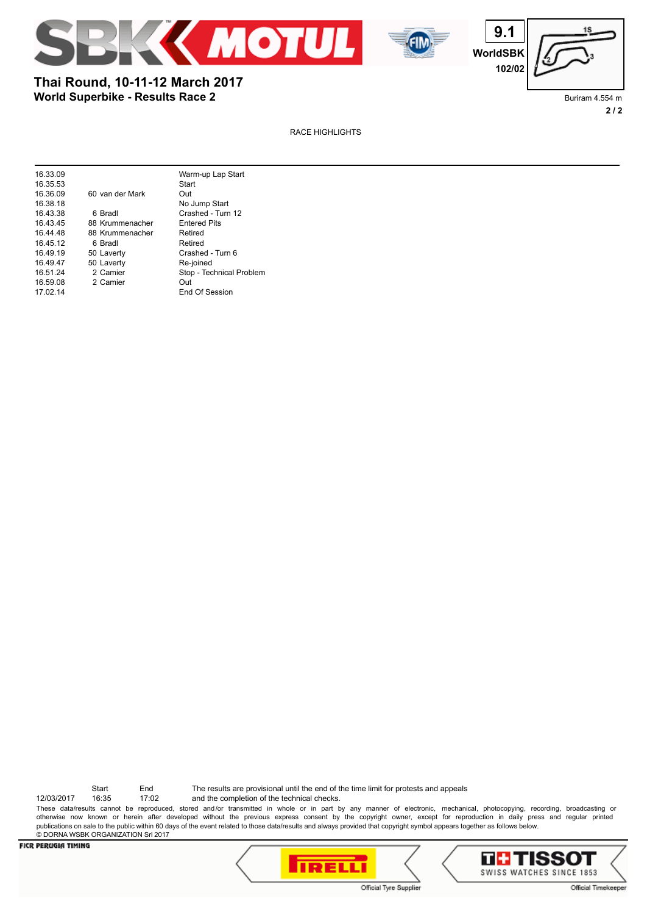# Thai Round, 10-11-12 March 2017

## World Superbike - Results Race 2

9.1
WorldSBK
102/02

Buriram 4.554 m

RACE HIGHLIGHTS

| | | |
|---|---|---|
| 16.33.09 | | Warm-up Lap Start |
| 16.35.53 | | Start |
| 16.36.09 | 60 van der Mark | Out |
| 16.38.18 | | No Jump Start |
| 16.43.38 | 6 Bradl | Crashed - Turn 12 |
| 16.43.45 | 88 Krummenacher | Entered Pits |
| 16.44.48 | 88 Krummenacher | Retired |
| 16.45.12 | 6 Bradl | Retired |
| 16.49.19 | 50 Laverty | Crashed - Turn 6 |
| 16.49.47 | 50 Laverty | Re-joined |
| 16.51.24 | 2 Camier | Stop - Technical Problem |
| 16.59.08 | 2 Camier | Out |
| 17.02.14 | | End Of Session |

| | Start | End |
|---|---|---|
| 12/03/2017 | 16:35 | 17:02 |

The results are provisional until the end of the time limit for protests and appeals and the completion of the technical checks.

These data/results cannot be reproduced, stored and/or transmitted in whole or in part by any manner of electronic, mechanical, photocopying, recording, broadcasting or otherwise now known or herein after developed without the previous express consent by the copyright owner, except for reproduction in daily press and regular printed publications on sale to the public within 60 days of the event related to those data/results and always provided that copyright symbol appears together as follows below.
© DORNA WSBK ORGANIZATION Srl 2017

FICR PERUGIA TIMING

Official Tyre Supplier

Official Timekeeper